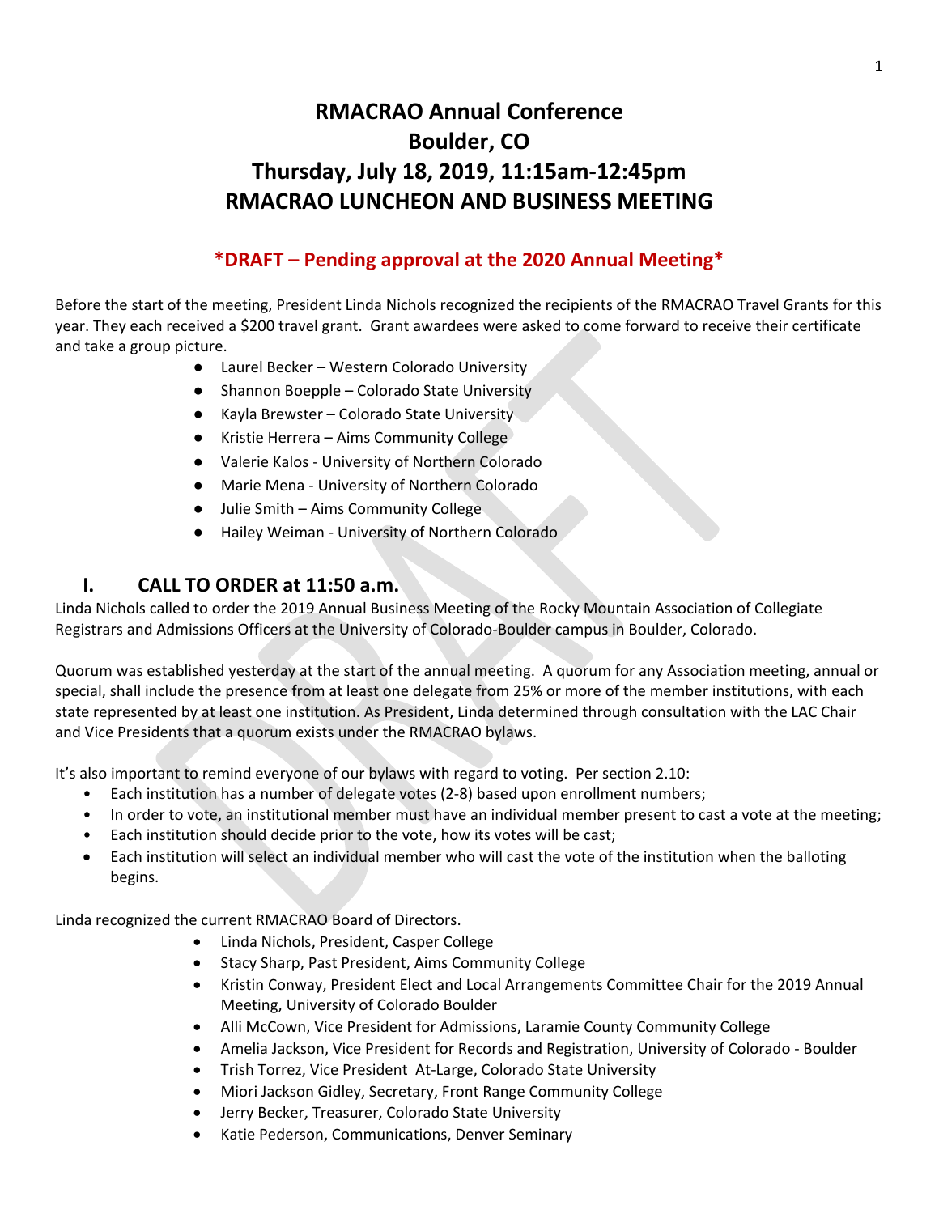# RMACRAO Annual Conference
# Boulder, CO
# Thursday, July 18, 2019, 11:15am-12:45pm
# RMACRAO LUNCHEON AND BUSINESS MEETING

## *DRAFT – Pending approval at the 2020 Annual Meeting*

Before the start of the meeting, President Linda Nichols recognized the recipients of the RMACRAO Travel Grants for this year. They each received a $200 travel grant. Grant awardees were asked to come forward to receive their certificate and take a group picture.

- Laurel Becker – Western Colorado University
- Shannon Boepple – Colorado State University
- Kayla Brewster – Colorado State University
- Kristie Herrera – Aims Community College
- Valerie Kalos - University of Northern Colorado
- Marie Mena - University of Northern Colorado
- Julie Smith – Aims Community College
- Hailey Weiman - University of Northern Colorado

## I. CALL TO ORDER at 11:50 a.m.

Linda Nichols called to order the 2019 Annual Business Meeting of the Rocky Mountain Association of Collegiate Registrars and Admissions Officers at the University of Colorado-Boulder campus in Boulder, Colorado.

Quorum was established yesterday at the start of the annual meeting. A quorum for any Association meeting, annual or special, shall include the presence from at least one delegate from 25% or more of the member institutions, with each state represented by at least one institution. As President, Linda determined through consultation with the LAC Chair and Vice Presidents that a quorum exists under the RMACRAO bylaws.

It's also important to remind everyone of our bylaws with regard to voting. Per section 2.10:

- Each institution has a number of delegate votes (2-8) based upon enrollment numbers;
- In order to vote, an institutional member must have an individual member present to cast a vote at the meeting;
- Each institution should decide prior to the vote, how its votes will be cast;
- Each institution will select an individual member who will cast the vote of the institution when the balloting begins.

Linda recognized the current RMACRAO Board of Directors.

- Linda Nichols, President, Casper College
- Stacy Sharp, Past President, Aims Community College
- Kristin Conway, President Elect and Local Arrangements Committee Chair for the 2019 Annual Meeting, University of Colorado Boulder
- Alli McCown, Vice President for Admissions, Laramie County Community College
- Amelia Jackson, Vice President for Records and Registration, University of Colorado - Boulder
- Trish Torrez, Vice President At-Large, Colorado State University
- Miori Jackson Gidley, Secretary, Front Range Community College
- Jerry Becker, Treasurer, Colorado State University
- Katie Pederson, Communications, Denver Seminary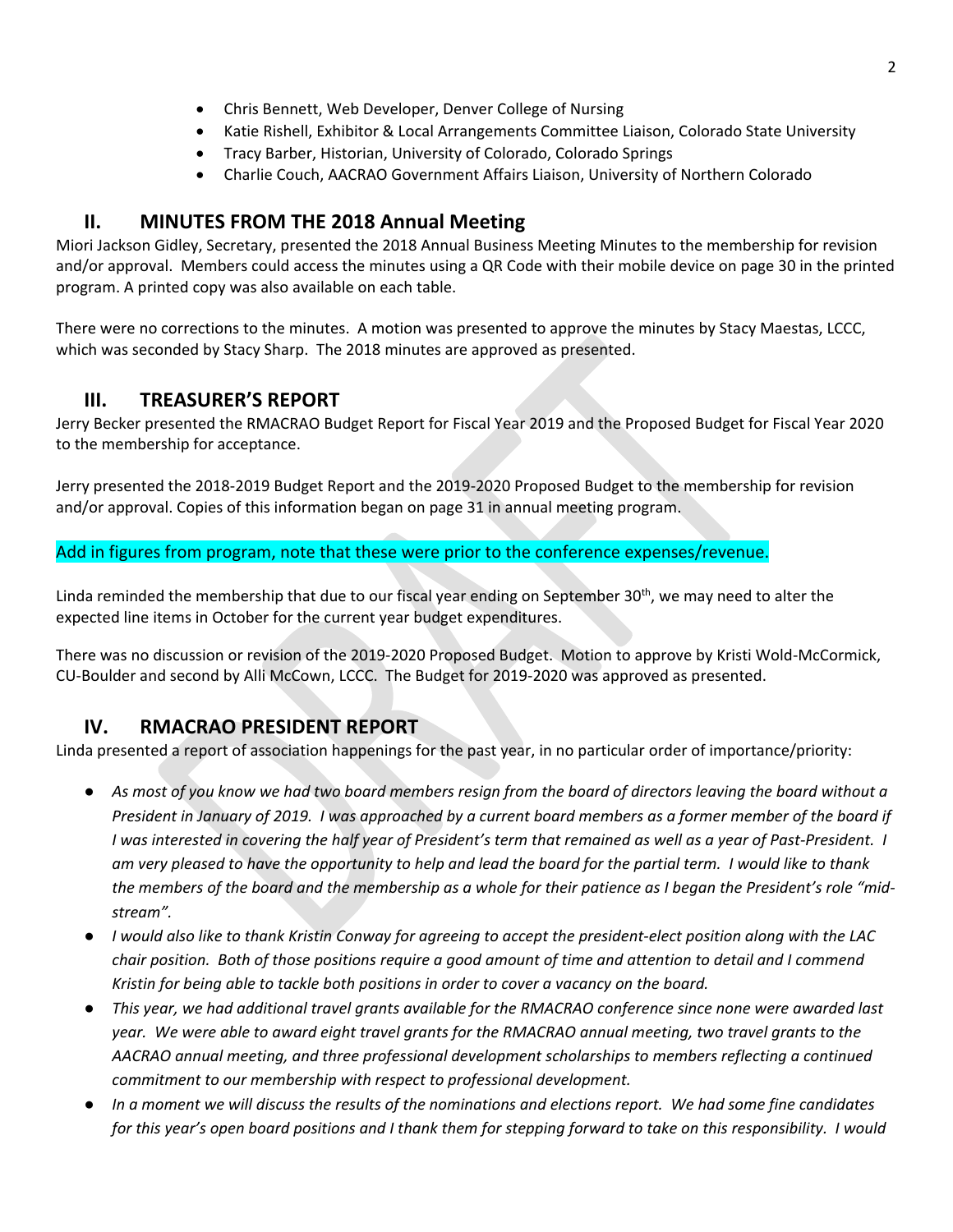- Chris Bennett, Web Developer, Denver College of Nursing
- Katie Rishell, Exhibitor & Local Arrangements Committee Liaison, Colorado State University
- Tracy Barber, Historian, University of Colorado, Colorado Springs
- Charlie Couch, AACRAO Government Affairs Liaison, University of Northern Colorado

## II. MINUTES FROM THE 2018 Annual Meeting

Miori Jackson Gidley, Secretary, presented the 2018 Annual Business Meeting Minutes to the membership for revision and/or approval. Members could access the minutes using a QR Code with their mobile device on page 30 in the printed program. A printed copy was also available on each table.

There were no corrections to the minutes. A motion was presented to approve the minutes by Stacy Maestas, LCCC, which was seconded by Stacy Sharp. The 2018 minutes are approved as presented.

## III. TREASURER'S REPORT

Jerry Becker presented the RMACRAO Budget Report for Fiscal Year 2019 and the Proposed Budget for Fiscal Year 2020 to the membership for acceptance.

Jerry presented the 2018-2019 Budget Report and the 2019-2020 Proposed Budget to the membership for revision and/or approval. Copies of this information began on page 31 in annual meeting program.

Add in figures from program, note that these were prior to the conference expenses/revenue.

Linda reminded the membership that due to our fiscal year ending on September 30th, we may need to alter the expected line items in October for the current year budget expenditures.

There was no discussion or revision of the 2019-2020 Proposed Budget. Motion to approve by Kristi Wold-McCormick, CU-Boulder and second by Alli McCown, LCCC. The Budget for 2019-2020 was approved as presented.

## IV. RMACRAO PRESIDENT REPORT

Linda presented a report of association happenings for the past year, in no particular order of importance/priority:

- *As most of you know we had two board members resign from the board of directors leaving the board without a President in January of 2019. I was approached by a current board members as a former member of the board if I was interested in covering the half year of President's term that remained as well as a year of Past-President. I am very pleased to have the opportunity to help and lead the board for the partial term. I would like to thank the members of the board and the membership as a whole for their patience as I began the President's role "mid-stream".*
- *I would also like to thank Kristin Conway for agreeing to accept the president-elect position along with the LAC chair position. Both of those positions require a good amount of time and attention to detail and I commend Kristin for being able to tackle both positions in order to cover a vacancy on the board.*
- *This year, we had additional travel grants available for the RMACRAO conference since none were awarded last year. We were able to award eight travel grants for the RMACRAO annual meeting, two travel grants to the AACRAO annual meeting, and three professional development scholarships to members reflecting a continued commitment to our membership with respect to professional development.*
- *In a moment we will discuss the results of the nominations and elections report. We had some fine candidates for this year's open board positions and I thank them for stepping forward to take on this responsibility. I would*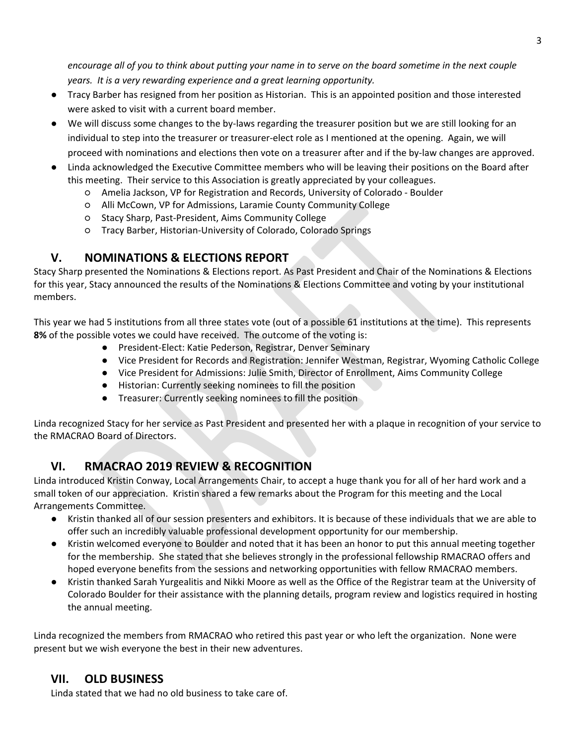*encourage all of you to think about putting your name in to serve on the board sometime in the next couple years. It is a very rewarding experience and a great learning opportunity.*

- Tracy Barber has resigned from her position as Historian. This is an appointed position and those interested were asked to visit with a current board member.
- We will discuss some changes to the by-laws regarding the treasurer position but we are still looking for an individual to step into the treasurer or treasurer-elect role as I mentioned at the opening. Again, we will proceed with nominations and elections then vote on a treasurer after and if the by-law changes are approved.
- Linda acknowledged the Executive Committee members who will be leaving their positions on the Board after this meeting. Their service to this Association is greatly appreciated by your colleagues.
  - Amelia Jackson, VP for Registration and Records, University of Colorado - Boulder
  - Alli McCown, VP for Admissions, Laramie County Community College
  - Stacy Sharp, Past-President, Aims Community College
  - Tracy Barber, Historian-University of Colorado, Colorado Springs

## V. NOMINATIONS & ELECTIONS REPORT

Stacy Sharp presented the Nominations & Elections report. As Past President and Chair of the Nominations & Elections for this year, Stacy announced the results of the Nominations & Elections Committee and voting by your institutional members.

This year we had 5 institutions from all three states vote (out of a possible 61 institutions at the time). This represents **8%** of the possible votes we could have received. The outcome of the voting is:

- President-Elect: Katie Pederson, Registrar, Denver Seminary
- Vice President for Records and Registration: Jennifer Westman, Registrar, Wyoming Catholic College
- Vice President for Admissions: Julie Smith, Director of Enrollment, Aims Community College
- Historian: Currently seeking nominees to fill the position
- Treasurer: Currently seeking nominees to fill the position

Linda recognized Stacy for her service as Past President and presented her with a plaque in recognition of your service to the RMACRAO Board of Directors.

## VI. RMACRAO 2019 REVIEW & RECOGNITION

Linda introduced Kristin Conway, Local Arrangements Chair, to accept a huge thank you for all of her hard work and a small token of our appreciation. Kristin shared a few remarks about the Program for this meeting and the Local Arrangements Committee.

- Kristin thanked all of our session presenters and exhibitors. It is because of these individuals that we are able to offer such an incredibly valuable professional development opportunity for our membership.
- Kristin welcomed everyone to Boulder and noted that it has been an honor to put this annual meeting together for the membership. She stated that she believes strongly in the professional fellowship RMACRAO offers and hoped everyone benefits from the sessions and networking opportunities with fellow RMACRAO members.
- Kristin thanked Sarah Yurgealitis and Nikki Moore as well as the Office of the Registrar team at the University of Colorado Boulder for their assistance with the planning details, program review and logistics required in hosting the annual meeting.

Linda recognized the members from RMACRAO who retired this past year or who left the organization. None were present but we wish everyone the best in their new adventures.

## VII. OLD BUSINESS

Linda stated that we had no old business to take care of.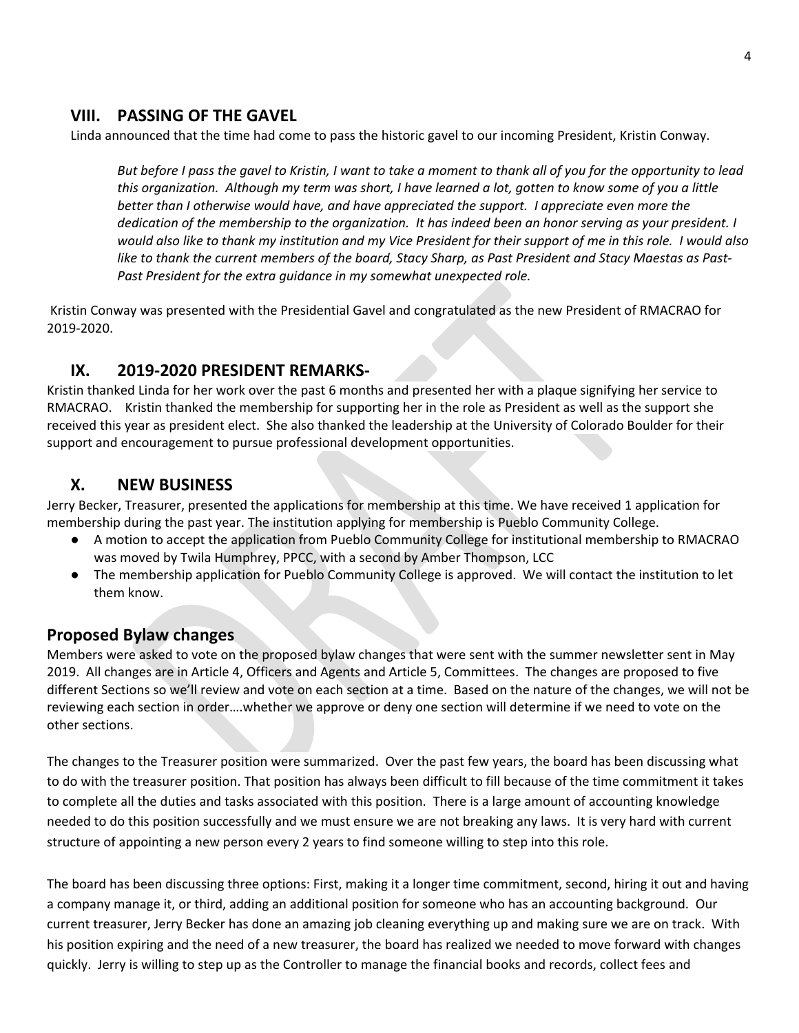## VIII. PASSING OF THE GAVEL

Linda announced that the time had come to pass the historic gavel to our incoming President, Kristin Conway.

> *But before I pass the gavel to Kristin, I want to take a moment to thank all of you for the opportunity to lead this organization. Although my term was short, I have learned a lot, gotten to know some of you a little better than I otherwise would have, and have appreciated the support. I appreciate even more the dedication of the membership to the organization. It has indeed been an honor serving as your president. I would also like to thank my institution and my Vice President for their support of me in this role. I would also like to thank the current members of the board, Stacy Sharp, as Past President and Stacy Maestas as Past-Past President for the extra guidance in my somewhat unexpected role.*

Kristin Conway was presented with the Presidential Gavel and congratulated as the new President of RMACRAO for 2019-2020.

## IX. 2019-2020 PRESIDENT REMARKS-

Kristin thanked Linda for her work over the past 6 months and presented her with a plaque signifying her service to RMACRAO. Kristin thanked the membership for supporting her in the role as President as well as the support she received this year as president elect. She also thanked the leadership at the University of Colorado Boulder for their support and encouragement to pursue professional development opportunities.

## X. NEW BUSINESS

Jerry Becker, Treasurer, presented the applications for membership at this time. We have received 1 application for membership during the past year. The institution applying for membership is Pueblo Community College.

- A motion to accept the application from Pueblo Community College for institutional membership to RMACRAO was moved by Twila Humphrey, PPCC, with a second by Amber Thompson, LCC
- The membership application for Pueblo Community College is approved. We will contact the institution to let them know.

### Proposed Bylaw changes

Members were asked to vote on the proposed bylaw changes that were sent with the summer newsletter sent in May 2019. All changes are in Article 4, Officers and Agents and Article 5, Committees. The changes are proposed to five different Sections so we'll review and vote on each section at a time. Based on the nature of the changes, we will not be reviewing each section in order….whether we approve or deny one section will determine if we need to vote on the other sections.

The changes to the Treasurer position were summarized. Over the past few years, the board has been discussing what to do with the treasurer position. That position has always been difficult to fill because of the time commitment it takes to complete all the duties and tasks associated with this position. There is a large amount of accounting knowledge needed to do this position successfully and we must ensure we are not breaking any laws. It is very hard with current structure of appointing a new person every 2 years to find someone willing to step into this role.

The board has been discussing three options: First, making it a longer time commitment, second, hiring it out and having a company manage it, or third, adding an additional position for someone who has an accounting background. Our current treasurer, Jerry Becker has done an amazing job cleaning everything up and making sure we are on track. With his position expiring and the need of a new treasurer, the board has realized we needed to move forward with changes quickly. Jerry is willing to step up as the Controller to manage the financial books and records, collect fees and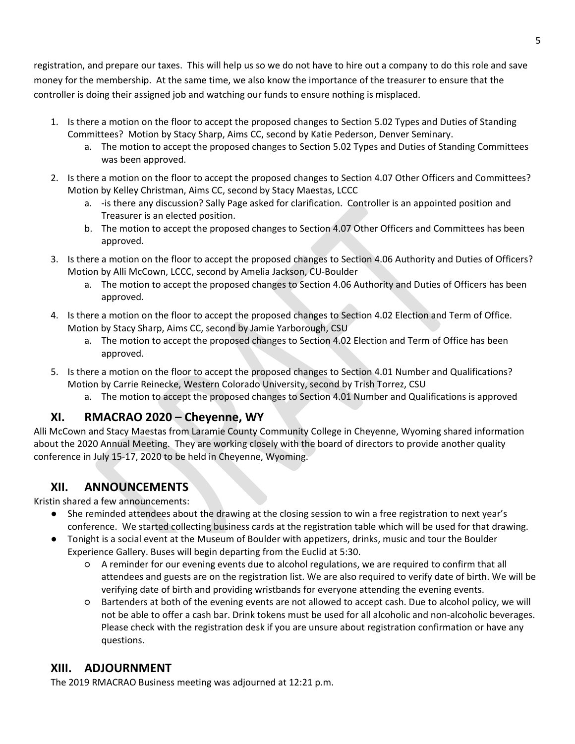registration, and prepare our taxes. This will help us so we do not have to hire out a company to do this role and save money for the membership. At the same time, we also know the importance of the treasurer to ensure that the controller is doing their assigned job and watching our funds to ensure nothing is misplaced.

1. Is there a motion on the floor to accept the proposed changes to Section 5.02 Types and Duties of Standing Committees? Motion by Stacy Sharp, Aims CC, second by Katie Pederson, Denver Seminary.
   a. The motion to accept the proposed changes to Section 5.02 Types and Duties of Standing Committees was been approved.
2. Is there a motion on the floor to accept the proposed changes to Section 4.07 Other Officers and Committees? Motion by Kelley Christman, Aims CC, second by Stacy Maestas, LCCC
   a. -is there any discussion? Sally Page asked for clarification. Controller is an appointed position and Treasurer is an elected position.
   b. The motion to accept the proposed changes to Section 4.07 Other Officers and Committees has been approved.
3. Is there a motion on the floor to accept the proposed changes to Section 4.06 Authority and Duties of Officers? Motion by Alli McCown, LCCC, second by Amelia Jackson, CU-Boulder
   a. The motion to accept the proposed changes to Section 4.06 Authority and Duties of Officers has been approved.
4. Is there a motion on the floor to accept the proposed changes to Section 4.02 Election and Term of Office. Motion by Stacy Sharp, Aims CC, second by Jamie Yarborough, CSU
   a. The motion to accept the proposed changes to Section 4.02 Election and Term of Office has been approved.
5. Is there a motion on the floor to accept the proposed changes to Section 4.01 Number and Qualifications? Motion by Carrie Reinecke, Western Colorado University, second by Trish Torrez, CSU
   a. The motion to accept the proposed changes to Section 4.01 Number and Qualifications is approved

## XI. RMACRAO 2020 – Cheyenne, WY

Alli McCown and Stacy Maestas from Laramie County Community College in Cheyenne, Wyoming shared information about the 2020 Annual Meeting. They are working closely with the board of directors to provide another quality conference in July 15-17, 2020 to be held in Cheyenne, Wyoming.

## XII. ANNOUNCEMENTS

Kristin shared a few announcements:

- She reminded attendees about the drawing at the closing session to win a free registration to next year's conference. We started collecting business cards at the registration table which will be used for that drawing.
- Tonight is a social event at the Museum of Boulder with appetizers, drinks, music and tour the Boulder Experience Gallery. Buses will begin departing from the Euclid at 5:30.
  - A reminder for our evening events due to alcohol regulations, we are required to confirm that all attendees and guests are on the registration list. We are also required to verify date of birth. We will be verifying date of birth and providing wristbands for everyone attending the evening events.
  - Bartenders at both of the evening events are not allowed to accept cash. Due to alcohol policy, we will not be able to offer a cash bar. Drink tokens must be used for all alcoholic and non-alcoholic beverages. Please check with the registration desk if you are unsure about registration confirmation or have any questions.

## XIII. ADJOURNMENT

The 2019 RMACRAO Business meeting was adjourned at 12:21 p.m.